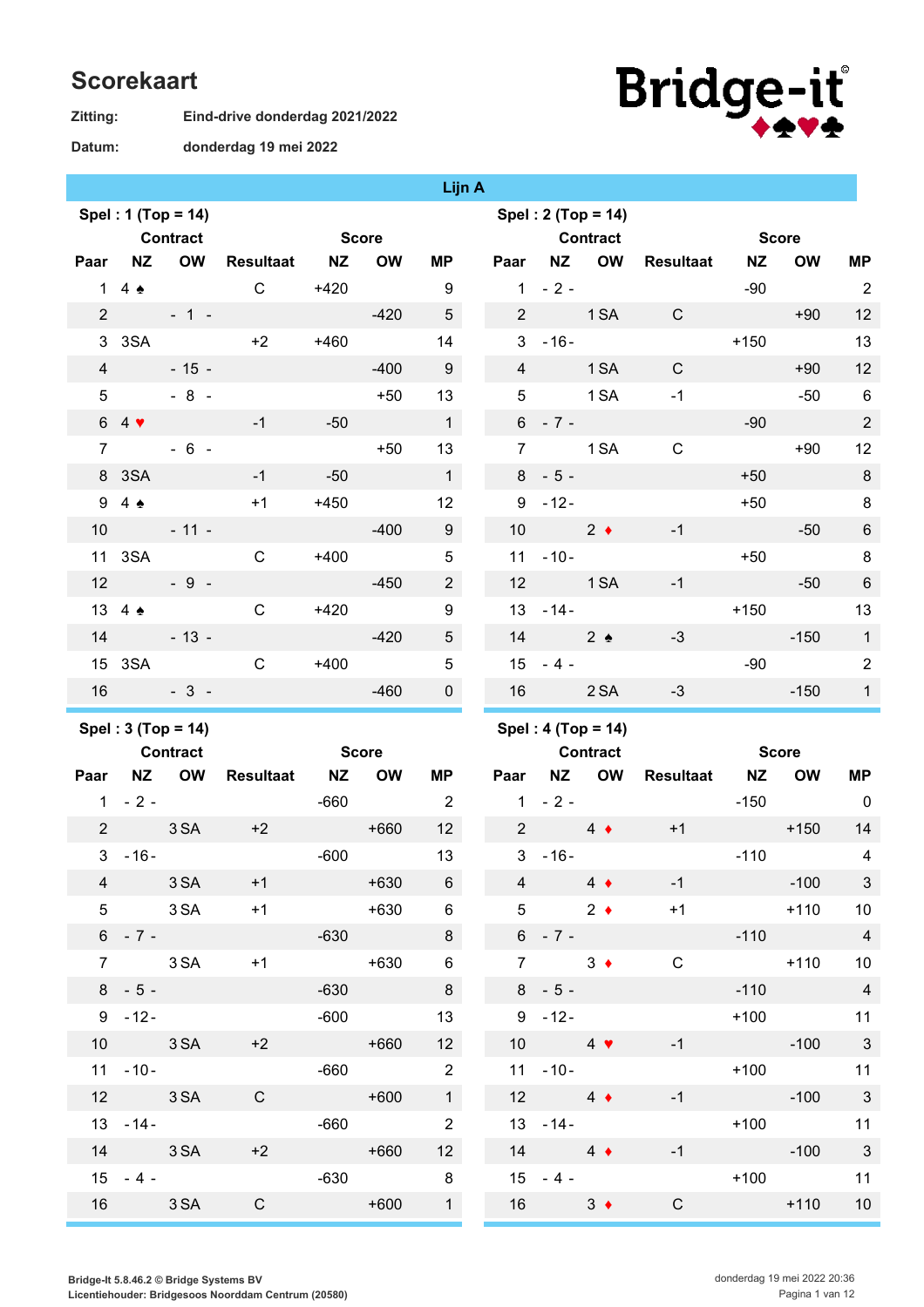# Scorekaart

**Zitting:** Eind-drive donderdag 2021/2022

**Datum:** donderdag 19 mei 2022

Bridge-it ♦♠♥♣

## Lijn A

### Spel : 1 (Top = 14)

| Paar | Contract NZ | Contract OW | Resultaat | Score NZ | Score OW | MP |
|---|---|---|---|---|---|---|
| 1 | 4 ♠ | | C | +420 | | 9 |
| 2 | | - 1 - | | | -420 | 5 |
| 3 | 3SA | | +2 | +460 | | 14 |
| 4 | | - 15 - | | | -400 | 9 |
| 5 | | - 8 - | | | +50 | 13 |
| 6 | 4 ♥ | | -1 | -50 | | 1 |
| 7 | | - 6 - | | | +50 | 13 |
| 8 | 3SA | | -1 | -50 | | 1 |
| 9 | 4 ♠ | | +1 | +450 | | 12 |
| 10 | | - 11 - | | | -400 | 9 |
| 11 | 3SA | | C | +400 | | 5 |
| 12 | | - 9 - | | | -450 | 2 |
| 13 | 4 ♠ | | C | +420 | | 9 |
| 14 | | - 13 - | | | -420 | 5 |
| 15 | 3SA | | C | +400 | | 5 |
| 16 | | - 3 - | | | -460 | 0 |

### Spel : 2 (Top = 14)

| Paar | Contract NZ | Contract OW | Resultaat | Score NZ | Score OW | MP |
|---|---|---|---|---|---|---|
| 1 | - 2 - | | | -90 | | 2 |
| 2 | | 1 SA | C | | +90 | 12 |
| 3 | - 16 - | | | +150 | | 13 |
| 4 | | 1 SA | C | | +90 | 12 |
| 5 | | 1 SA | -1 | | -50 | 6 |
| 6 | - 7 - | | | -90 | | 2 |
| 7 | | 1 SA | C | | +90 | 12 |
| 8 | - 5 - | | | +50 | | 8 |
| 9 | - 12 - | | | +50 | | 8 |
| 10 | | 2 ♦ | -1 | | -50 | 6 |
| 11 | - 10 - | | | +50 | | 8 |
| 12 | | 1 SA | -1 | | -50 | 6 |
| 13 | - 14 - | | | +150 | | 13 |
| 14 | | 2 ♠ | -3 | | -150 | 1 |
| 15 | - 4 - | | | -90 | | 2 |
| 16 | | 2 SA | -3 | | -150 | 1 |

### Spel : 3 (Top = 14)

| Paar | Contract NZ | Contract OW | Resultaat | Score NZ | Score OW | MP |
|---|---|---|---|---|---|---|
| 1 | - 2 - | | | -660 | | 2 |
| 2 | | 3 SA | +2 | | +660 | 12 |
| 3 | - 16 - | | | -600 | | 13 |
| 4 | | 3 SA | +1 | | +630 | 6 |
| 5 | | 3 SA | +1 | | +630 | 6 |
| 6 | - 7 - | | | -630 | | 8 |
| 7 | | 3 SA | +1 | | +630 | 6 |
| 8 | - 5 - | | | -630 | | 8 |
| 9 | - 12 - | | | -600 | | 13 |
| 10 | | 3 SA | +2 | | +660 | 12 |
| 11 | - 10 - | | | -660 | | 2 |
| 12 | | 3 SA | C | | +600 | 1 |
| 13 | - 14 - | | | -660 | | 2 |
| 14 | | 3 SA | +2 | | +660 | 12 |
| 15 | - 4 - | | | -630 | | 8 |
| 16 | | 3 SA | C | | +600 | 1 |

### Spel : 4 (Top = 14)

| Paar | Contract NZ | Contract OW | Resultaat | Score NZ | Score OW | MP |
|---|---|---|---|---|---|---|
| 1 | - 2 - | | | -150 | | 0 |
| 2 | | 4 ♦ | +1 | | +150 | 14 |
| 3 | - 16 - | | | -110 | | 4 |
| 4 | | 4 ♦ | -1 | | -100 | 3 |
| 5 | | 2 ♦ | +1 | | +110 | 10 |
| 6 | - 7 - | | | -110 | | 4 |
| 7 | | 3 ♦ | C | | +110 | 10 |
| 8 | - 5 - | | | -110 | | 4 |
| 9 | - 12 - | | | +100 | | 11 |
| 10 | | 4 ♥ | -1 | | -100 | 3 |
| 11 | - 10 - | | | +100 | | 11 |
| 12 | | 4 ♦ | -1 | | -100 | 3 |
| 13 | - 14 - | | | +100 | | 11 |
| 14 | | 4 ♦ | -1 | | -100 | 3 |
| 15 | - 4 - | | | +100 | | 11 |
| 16 | | 3 ♦ | C | | +110 | 10 |

**Bridge-It 5.8.46.2 © Bridge Systems BV**
**Licentiehouder: Bridgesoos Noorddam Centrum (20580)**

donderdag 19 mei 2022 20:36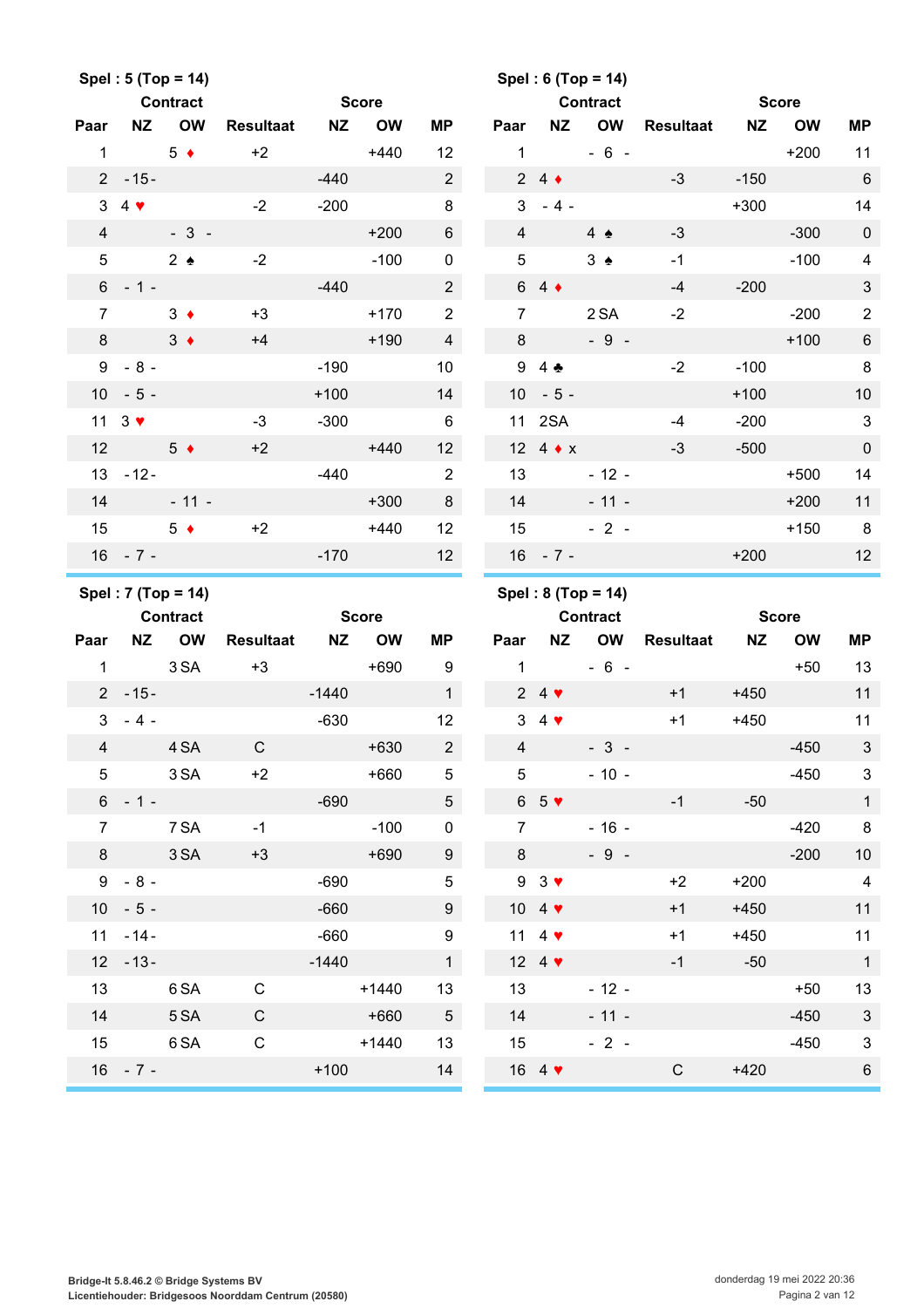## Spel : 5 (Top = 14)

| Paar | Contract NZ | Contract OW | Resultaat | Score NZ | Score OW | MP |
|---|---|---|---|---|---|---|
| 1 | | 5 ♦ | +2 | | +440 | 12 |
| 2 | - 15 - | | | -440 | | 2 |
| 3 | 4 ♥ | | -2 | -200 | | 8 |
| 4 | | - 3 - | | | +200 | 6 |
| 5 | | 2 ♠ | -2 | | -100 | 0 |
| 6 | - 1 - | | | -440 | | 2 |
| 7 | | 3 ♦ | +3 | | +170 | 2 |
| 8 | | 3 ♦ | +4 | | +190 | 4 |
| 9 | - 8 - | | | -190 | | 10 |
| 10 | - 5 - | | | +100 | | 14 |
| 11 | 3 ♥ | | -3 | -300 | | 6 |
| 12 | | 5 ♦ | +2 | | +440 | 12 |
| 13 | - 12 - | | | -440 | | 2 |
| 14 | | - 11 - | | | +300 | 8 |
| 15 | | 5 ♦ | +2 | | +440 | 12 |
| 16 | - 7 - | | | -170 | | 12 |

## Spel : 6 (Top = 14)

| Paar | Contract NZ | Contract OW | Resultaat | Score NZ | Score OW | MP |
|---|---|---|---|---|---|---|
| 1 | | - 6 - | | | +200 | 11 |
| 2 | 4 ♦ | | -3 | -150 | | 6 |
| 3 | - 4 - | | | +300 | | 14 |
| 4 | | 4 ♠ | -3 | | -300 | 0 |
| 5 | | 3 ♠ | -1 | | -100 | 4 |
| 6 | 4 ♦ | | -4 | -200 | | 3 |
| 7 | | 2 SA | -2 | | -200 | 2 |
| 8 | | - 9 - | | | +100 | 6 |
| 9 | 4 ♣ | | -2 | -100 | | 8 |
| 10 | - 5 - | | | +100 | | 10 |
| 11 | 2SA | | -4 | -200 | | 3 |
| 12 | 4 ♦ x | | -3 | -500 | | 0 |
| 13 | | - 12 - | | | +500 | 14 |
| 14 | | - 11 - | | | +200 | 11 |
| 15 | | - 2 - | | | +150 | 8 |
| 16 | - 7 - | | | +200 | | 12 |

## Spel : 7 (Top = 14)

| Paar | Contract NZ | Contract OW | Resultaat | Score NZ | Score OW | MP |
|---|---|---|---|---|---|---|
| 1 | | 3 SA | +3 | | +690 | 9 |
| 2 | - 15 - | | | -1440 | | 1 |
| 3 | - 4 - | | | -630 | | 12 |
| 4 | | 4 SA | C | | +630 | 2 |
| 5 | | 3 SA | +2 | | +660 | 5 |
| 6 | - 1 - | | | -690 | | 5 |
| 7 | | 7 SA | -1 | | -100 | 0 |
| 8 | | 3 SA | +3 | | +690 | 9 |
| 9 | - 8 - | | | -690 | | 5 |
| 10 | - 5 - | | | -660 | | 9 |
| 11 | - 14 - | | | -660 | | 9 |
| 12 | - 13 - | | | -1440 | | 1 |
| 13 | | 6 SA | C | | +1440 | 13 |
| 14 | | 5 SA | C | | +660 | 5 |
| 15 | | 6 SA | C | | +1440 | 13 |
| 16 | - 7 - | | | +100 | | 14 |

## Spel : 8 (Top = 14)

| Paar | Contract NZ | Contract OW | Resultaat | Score NZ | Score OW | MP |
|---|---|---|---|---|---|---|
| 1 | | - 6 - | | | +50 | 13 |
| 2 | 4 ♥ | | +1 | +450 | | 11 |
| 3 | 4 ♥ | | +1 | +450 | | 11 |
| 4 | | - 3 - | | | -450 | 3 |
| 5 | | - 10 - | | | -450 | 3 |
| 6 | 5 ♥ | | -1 | -50 | | 1 |
| 7 | | - 16 - | | | -420 | 8 |
| 8 | | - 9 - | | | -200 | 10 |
| 9 | 3 ♥ | | +2 | +200 | | 4 |
| 10 | 4 ♥ | | +1 | +450 | | 11 |
| 11 | 4 ♥ | | +1 | +450 | | 11 |
| 12 | 4 ♥ | | -1 | -50 | | 1 |
| 13 | | - 12 - | | | +50 | 13 |
| 14 | | - 11 - | | | -450 | 3 |
| 15 | | - 2 - | | | -450 | 3 |
| 16 | 4 ♥ | | C | +420 | | 6 |

Bridge-It 5.8.46.2 © Bridge Systems BV
Licentiehouder: Bridgesoos Noorddam Centrum (20580)

donderdag 19 mei 2022 20:36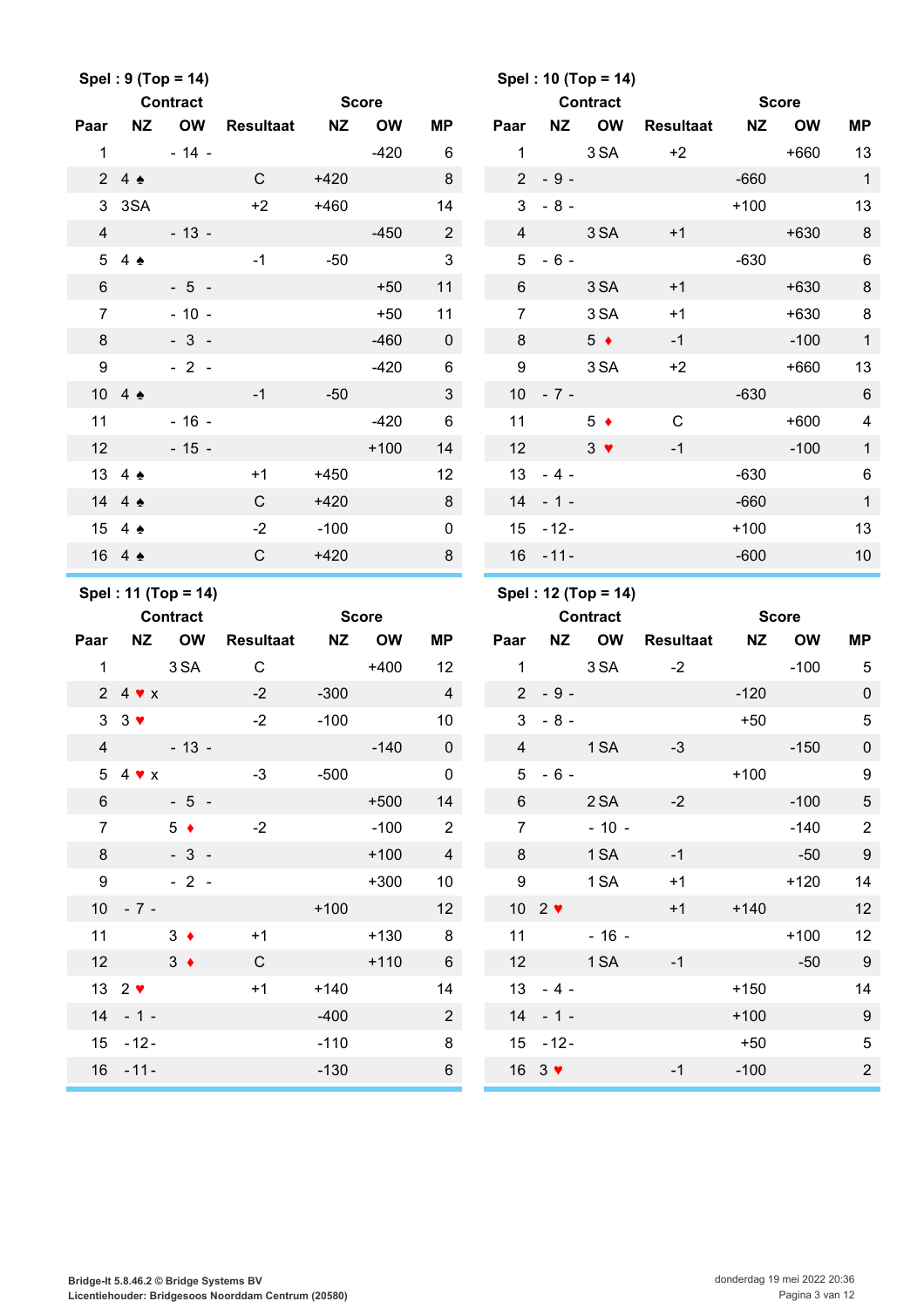**Spel : 9 (Top = 14)**

| Paar | Contract NZ | Contract OW | Resultaat | Score NZ | Score OW | MP |
|---|---|---|---|---|---|---|
| 1 | | - 14 - | | | -420 | 6 |
| 2 | 4 ♠ | | C | +420 | | 8 |
| 3 | 3SA | | +2 | +460 | | 14 |
| 4 | | - 13 - | | | -450 | 2 |
| 5 | 4 ♠ | | -1 | -50 | | 3 |
| 6 | | - 5 - | | | +50 | 11 |
| 7 | | - 10 - | | | +50 | 11 |
| 8 | | - 3 - | | | -460 | 0 |
| 9 | | - 2 - | | | -420 | 6 |
| 10 | 4 ♠ | | -1 | -50 | | 3 |
| 11 | | - 16 - | | | -420 | 6 |
| 12 | | - 15 - | | | +100 | 14 |
| 13 | 4 ♠ | | +1 | +450 | | 12 |
| 14 | 4 ♠ | | C | +420 | | 8 |
| 15 | 4 ♠ | | -2 | -100 | | 0 |
| 16 | 4 ♠ | | C | +420 | | 8 |

**Spel : 10 (Top = 14)**

| Paar | Contract NZ | Contract OW | Resultaat | Score NZ | Score OW | MP |
|---|---|---|---|---|---|---|
| 1 | | 3 SA | +2 | | +660 | 13 |
| 2 | - 9 - | | | -660 | | 1 |
| 3 | - 8 - | | | +100 | | 13 |
| 4 | | 3 SA | +1 | | +630 | 8 |
| 5 | - 6 - | | | -630 | | 6 |
| 6 | | 3 SA | +1 | | +630 | 8 |
| 7 | | 3 SA | +1 | | +630 | 8 |
| 8 | | 5 ♦ | -1 | | -100 | 1 |
| 9 | | 3 SA | +2 | | +660 | 13 |
| 10 | - 7 - | | | -630 | | 6 |
| 11 | | 5 ♦ | C | | +600 | 4 |
| 12 | | 3 ♥ | -1 | | -100 | 1 |
| 13 | - 4 - | | | -630 | | 6 |
| 14 | - 1 - | | | -660 | | 1 |
| 15 | - 12 - | | | +100 | | 13 |
| 16 | - 11 - | | | -600 | | 10 |

**Spel : 11 (Top = 14)**

| Paar | Contract NZ | Contract OW | Resultaat | Score NZ | Score OW | MP |
|---|---|---|---|---|---|---|
| 1 | | 3 SA | C | | +400 | 12 |
| 2 | 4 ♥ x | | -2 | -300 | | 4 |
| 3 | 3 ♥ | | -2 | -100 | | 10 |
| 4 | | - 13 - | | | -140 | 0 |
| 5 | 4 ♥ x | | -3 | -500 | | 0 |
| 6 | | - 5 - | | | +500 | 14 |
| 7 | | 5 ♦ | -2 | | -100 | 2 |
| 8 | | - 3 - | | | +100 | 4 |
| 9 | | - 2 - | | | +300 | 10 |
| 10 | - 7 - | | | +100 | | 12 |
| 11 | | 3 ♦ | +1 | | +130 | 8 |
| 12 | | 3 ♦ | C | | +110 | 6 |
| 13 | 2 ♥ | | +1 | +140 | | 14 |
| 14 | - 1 - | | | -400 | | 2 |
| 15 | - 12 - | | | -110 | | 8 |
| 16 | - 11 - | | | -130 | | 6 |

**Spel : 12 (Top = 14)**

| Paar | Contract NZ | Contract OW | Resultaat | Score NZ | Score OW | MP |
|---|---|---|---|---|---|---|
| 1 | | 3 SA | -2 | | -100 | 5 |
| 2 | - 9 - | | | -120 | | 0 |
| 3 | - 8 - | | | +50 | | 5 |
| 4 | | 1 SA | -3 | | -150 | 0 |
| 5 | - 6 - | | | +100 | | 9 |
| 6 | | 2 SA | -2 | | -100 | 5 |
| 7 | | - 10 - | | | -140 | 2 |
| 8 | | 1 SA | -1 | | -50 | 9 |
| 9 | | 1 SA | +1 | | +120 | 14 |
| 10 | 2 ♥ | | +1 | +140 | | 12 |
| 11 | | - 16 - | | | +100 | 12 |
| 12 | | 1 SA | -1 | | -50 | 9 |
| 13 | - 4 - | | | +150 | | 14 |
| 14 | - 1 - | | | +100 | | 9 |
| 15 | - 12 - | | | +50 | | 5 |
| 16 | 3 ♥ | | -1 | -100 | | 2 |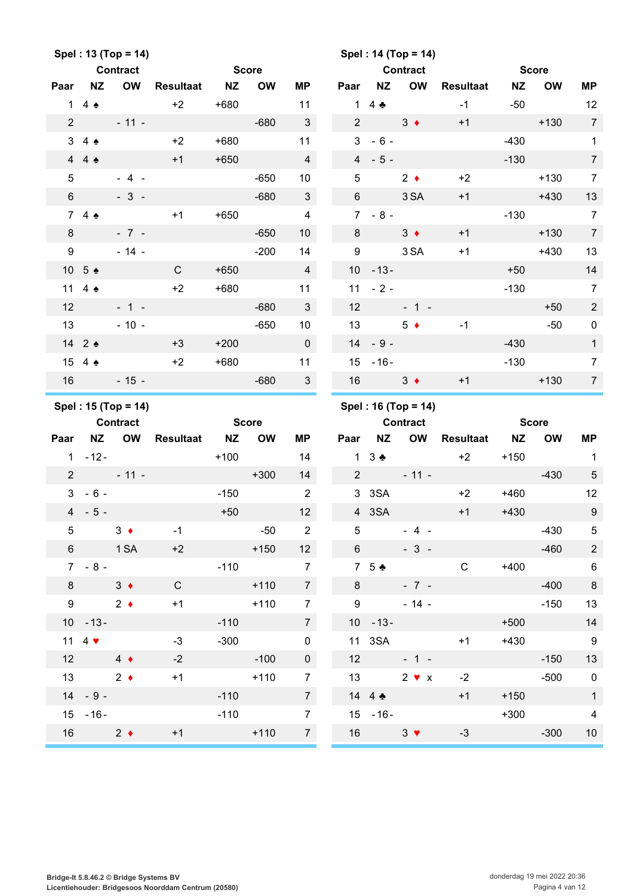**Spel : 13 (Top = 14)**

| Paar | Contract NZ | Contract OW | Resultaat | Score NZ | Score OW | MP |
|---|---|---|---|---|---|---|
| 1 | 4 ♠ | | +2 | +680 | | 11 |
| 2 | | - 11 - | | | -680 | 3 |
| 3 | 4 ♠ | | +2 | +680 | | 11 |
| 4 | 4 ♠ | | +1 | +650 | | 4 |
| 5 | | - 4 - | | | -650 | 10 |
| 6 | | - 3 - | | | -680 | 3 |
| 7 | 4 ♠ | | +1 | +650 | | 4 |
| 8 | | - 7 - | | | -650 | 10 |
| 9 | | - 14 - | | | -200 | 14 |
| 10 | 5 ♠ | | C | +650 | | 4 |
| 11 | 4 ♠ | | +2 | +680 | | 11 |
| 12 | | - 1 - | | | -680 | 3 |
| 13 | | - 10 - | | | -650 | 10 |
| 14 | 2 ♠ | | +3 | +200 | | 0 |
| 15 | 4 ♠ | | +2 | +680 | | 11 |
| 16 | | - 15 - | | | -680 | 3 |

**Spel : 14 (Top = 14)**

| Paar | Contract NZ | Contract OW | Resultaat | Score NZ | Score OW | MP |
|---|---|---|---|---|---|---|
| 1 | 4 ♣ | | -1 | -50 | | 12 |
| 2 | | 3 ♦ | +1 | | +130 | 7 |
| 3 | - 6 - | | | -430 | | 1 |
| 4 | - 5 - | | | -130 | | 7 |
| 5 | | 2 ♦ | +2 | | +130 | 7 |
| 6 | | 3 SA | +1 | | +430 | 13 |
| 7 | - 8 - | | | -130 | | 7 |
| 8 | | 3 ♦ | +1 | | +130 | 7 |
| 9 | | 3 SA | +1 | | +430 | 13 |
| 10 | - 13 - | | | +50 | | 14 |
| 11 | - 2 - | | | -130 | | 7 |
| 12 | | - 1 - | | | +50 | 2 |
| 13 | | 5 ♦ | -1 | | -50 | 0 |
| 14 | - 9 - | | | -430 | | 1 |
| 15 | - 16 - | | | -130 | | 7 |
| 16 | | 3 ♦ | +1 | | +130 | 7 |

**Spel : 15 (Top = 14)**

| Paar | Contract NZ | Contract OW | Resultaat | Score NZ | Score OW | MP |
|---|---|---|---|---|---|---|
| 1 | - 12 - | | | +100 | | 14 |
| 2 | | - 11 - | | | +300 | 14 |
| 3 | - 6 - | | | -150 | | 2 |
| 4 | - 5 - | | | +50 | | 12 |
| 5 | | 3 ♦ | -1 | | -50 | 2 |
| 6 | | 1 SA | +2 | | +150 | 12 |
| 7 | - 8 - | | | -110 | | 7 |
| 8 | | 3 ♦ | C | | +110 | 7 |
| 9 | | 2 ♦ | +1 | | +110 | 7 |
| 10 | - 13 - | | | -110 | | 7 |
| 11 | 4 ♥ | | -3 | -300 | | 0 |
| 12 | | 4 ♦ | -2 | | -100 | 0 |
| 13 | | 2 ♦ | +1 | | +110 | 7 |
| 14 | - 9 - | | | -110 | | 7 |
| 15 | - 16 - | | | -110 | | 7 |
| 16 | | 2 ♦ | +1 | | +110 | 7 |

**Spel : 16 (Top = 14)**

| Paar | Contract NZ | Contract OW | Resultaat | Score NZ | Score OW | MP |
|---|---|---|---|---|---|---|
| 1 | 3 ♣ | | +2 | +150 | | 1 |
| 2 | | - 11 - | | | -430 | 5 |
| 3 | 3SA | | +2 | +460 | | 12 |
| 4 | 3SA | | +1 | +430 | | 9 |
| 5 | | - 4 - | | | -430 | 5 |
| 6 | | - 3 - | | | -460 | 2 |
| 7 | 5 ♣ | | C | +400 | | 6 |
| 8 | | - 7 - | | | -400 | 8 |
| 9 | | - 14 - | | | -150 | 13 |
| 10 | - 13 - | | | +500 | | 14 |
| 11 | 3SA | | +1 | +430 | | 9 |
| 12 | | - 1 - | | | -150 | 13 |
| 13 | | 2 ♥ x | -2 | | -500 | 0 |
| 14 | 4 ♣ | | +1 | +150 | | 1 |
| 15 | - 16 - | | | +300 | | 4 |
| 16 | | 3 ♥ | -3 | | -300 | 10 |

Bridge-It 5.8.46.2 © Bridge Systems BV
Licentiehouder: Bridgesoos Noorddam Centrum (20580)

donderdag 19 mei 2022 20:36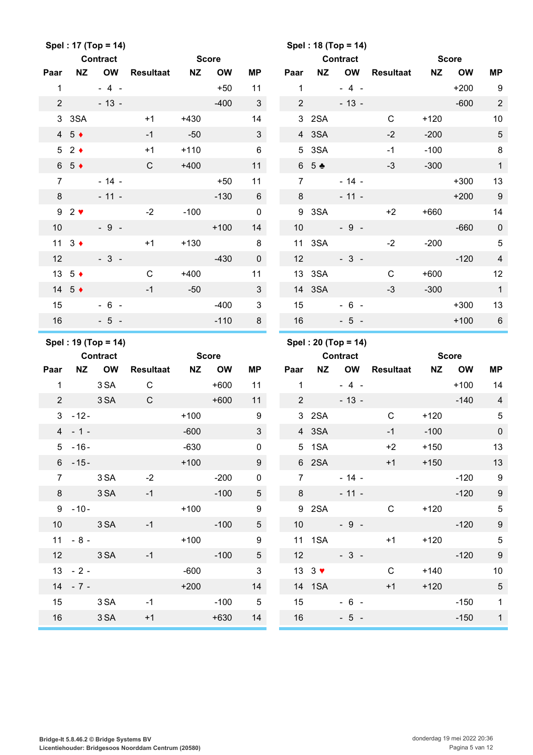**Spel : 17 (Top = 14)**

| Paar | Contract NZ | Contract OW | Resultaat | Score NZ | Score OW | MP |
|---|---|---|---|---|---|---|
| 1 | | - 4 - | | | +50 | 11 |
| 2 | | - 13 - | | | -400 | 3 |
| 3 | 3SA | | +1 | +430 | | 14 |
| 4 | 5 ♦ | | -1 | -50 | | 3 |
| 5 | 2 ♦ | | +1 | +110 | | 6 |
| 6 | 5 ♦ | | C | +400 | | 11 |
| 7 | | - 14 - | | | +50 | 11 |
| 8 | | - 11 - | | | -130 | 6 |
| 9 | 2 ♥ | | -2 | -100 | | 0 |
| 10 | | - 9 - | | | +100 | 14 |
| 11 | 3 ♦ | | +1 | +130 | | 8 |
| 12 | | - 3 - | | | -430 | 0 |
| 13 | 5 ♦ | | C | +400 | | 11 |
| 14 | 5 ♦ | | -1 | -50 | | 3 |
| 15 | | - 6 - | | | -400 | 3 |
| 16 | | - 5 - | | | -110 | 8 |

**Spel : 18 (Top = 14)**

| Paar | Contract NZ | Contract OW | Resultaat | Score NZ | Score OW | MP |
|---|---|---|---|---|---|---|
| 1 | | - 4 - | | | +200 | 9 |
| 2 | | - 13 - | | | -600 | 2 |
| 3 | 2SA | | C | +120 | | 10 |
| 4 | 3SA | | -2 | -200 | | 5 |
| 5 | 3SA | | -1 | -100 | | 8 |
| 6 | 5 ♣ | | -3 | -300 | | 1 |
| 7 | | - 14 - | | | +300 | 13 |
| 8 | | - 11 - | | | +200 | 9 |
| 9 | 3SA | | +2 | +660 | | 14 |
| 10 | | - 9 - | | | -660 | 0 |
| 11 | 3SA | | -2 | -200 | | 5 |
| 12 | | - 3 - | | | -120 | 4 |
| 13 | 3SA | | C | +600 | | 12 |
| 14 | 3SA | | -3 | -300 | | 1 |
| 15 | | - 6 - | | | +300 | 13 |
| 16 | | - 5 - | | | +100 | 6 |

**Spel : 19 (Top = 14)**

| Paar | Contract NZ | Contract OW | Resultaat | Score NZ | Score OW | MP |
|---|---|---|---|---|---|---|
| 1 | | 3 SA | C | | +600 | 11 |
| 2 | | 3 SA | C | | +600 | 11 |
| 3 | - 12 - | | | +100 | | 9 |
| 4 | - 1 - | | | -600 | | 3 |
| 5 | - 16 - | | | -630 | | 0 |
| 6 | - 15 - | | | +100 | | 9 |
| 7 | | 3 SA | -2 | | -200 | 0 |
| 8 | | 3 SA | -1 | | -100 | 5 |
| 9 | - 10 - | | | +100 | | 9 |
| 10 | | 3 SA | -1 | | -100 | 5 |
| 11 | - 8 - | | | +100 | | 9 |
| 12 | | 3 SA | -1 | | -100 | 5 |
| 13 | - 2 - | | | -600 | | 3 |
| 14 | - 7 - | | | +200 | | 14 |
| 15 | | 3 SA | -1 | | -100 | 5 |
| 16 | | 3 SA | +1 | | +630 | 14 |

**Spel : 20 (Top = 14)**

| Paar | Contract NZ | Contract OW | Resultaat | Score NZ | Score OW | MP |
|---|---|---|---|---|---|---|
| 1 | | - 4 - | | | +100 | 14 |
| 2 | | - 13 - | | | -140 | 4 |
| 3 | 2SA | | C | +120 | | 5 |
| 4 | 3SA | | -1 | -100 | | 0 |
| 5 | 1SA | | +2 | +150 | | 13 |
| 6 | 2SA | | +1 | +150 | | 13 |
| 7 | | - 14 - | | | -120 | 9 |
| 8 | | - 11 - | | | -120 | 9 |
| 9 | 2SA | | C | +120 | | 5 |
| 10 | | - 9 - | | | -120 | 9 |
| 11 | 1SA | | +1 | +120 | | 5 |
| 12 | | - 3 - | | | -120 | 9 |
| 13 | 3 ♥ | | C | +140 | | 10 |
| 14 | 1SA | | +1 | +120 | | 5 |
| 15 | | - 6 - | | | -150 | 1 |
| 16 | | - 5 - | | | -150 | 1 |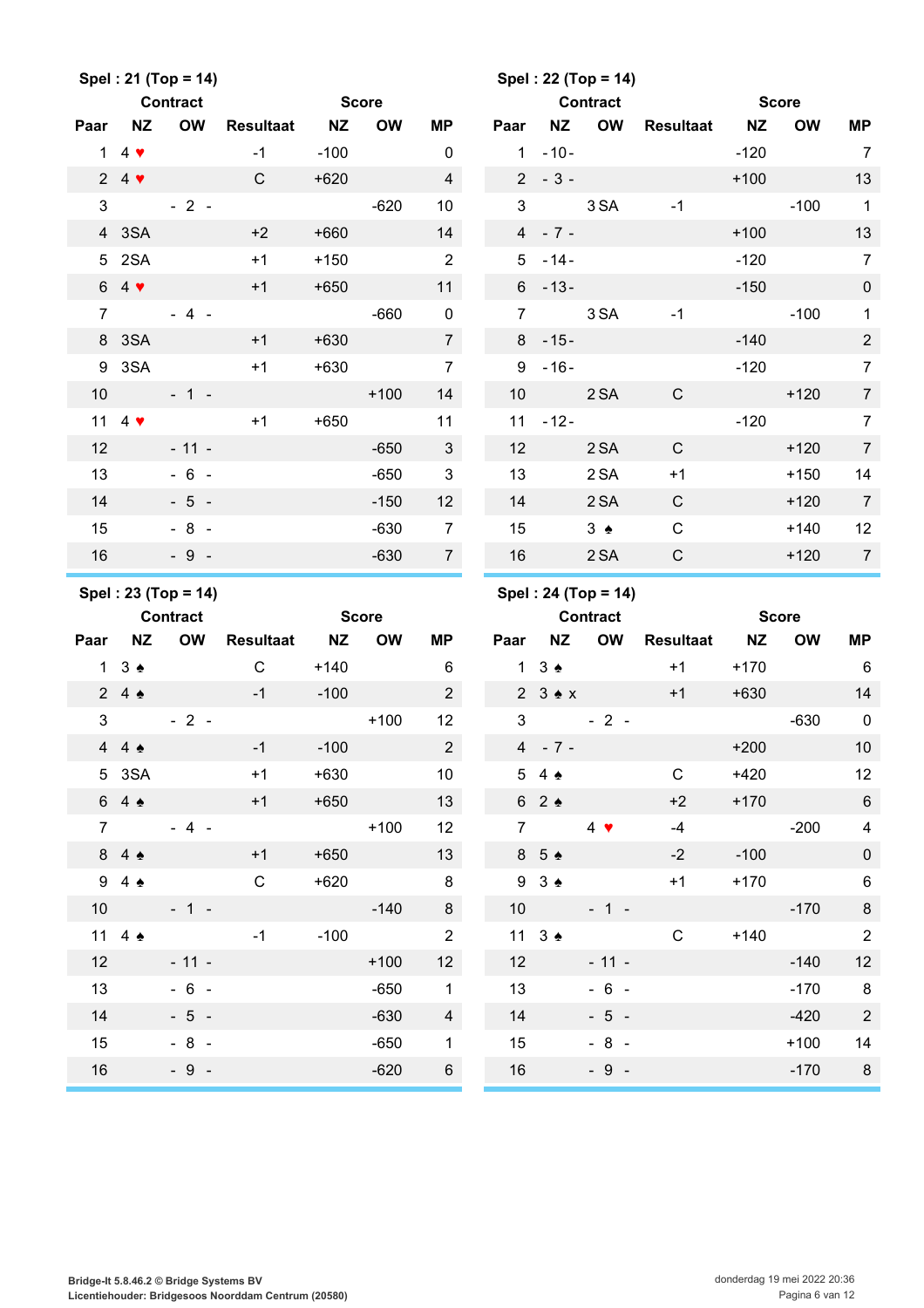**Spel : 21 (Top = 14)**

| Paar | Contract NZ | Contract OW | Resultaat | Score NZ | Score OW | MP |
|---|---|---|---|---|---|---|
| 1 | 4 ♥ | | -1 | -100 | | 0 |
| 2 | 4 ♥ | | C | +620 | | 4 |
| 3 | | - 2 - | | | -620 | 10 |
| 4 | 3SA | | +2 | +660 | | 14 |
| 5 | 2SA | | +1 | +150 | | 2 |
| 6 | 4 ♥ | | +1 | +650 | | 11 |
| 7 | | - 4 - | | | -660 | 0 |
| 8 | 3SA | | +1 | +630 | | 7 |
| 9 | 3SA | | +1 | +630 | | 7 |
| 10 | | - 1 - | | | +100 | 14 |
| 11 | 4 ♥ | | +1 | +650 | | 11 |
| 12 | | - 11 - | | | -650 | 3 |
| 13 | | - 6 - | | | -650 | 3 |
| 14 | | - 5 - | | | -150 | 12 |
| 15 | | - 8 - | | | -630 | 7 |
| 16 | | - 9 - | | | -630 | 7 |

**Spel : 22 (Top = 14)**

| Paar | Contract NZ | Contract OW | Resultaat | Score NZ | Score OW | MP |
|---|---|---|---|---|---|---|
| 1 | - 10 - | | | -120 | | 7 |
| 2 | - 3 - | | | +100 | | 13 |
| 3 | | 3 SA | -1 | | -100 | 1 |
| 4 | - 7 - | | | +100 | | 13 |
| 5 | - 14 - | | | -120 | | 7 |
| 6 | - 13 - | | | -150 | | 0 |
| 7 | | 3 SA | -1 | | -100 | 1 |
| 8 | - 15 - | | | -140 | | 2 |
| 9 | - 16 - | | | -120 | | 7 |
| 10 | | 2 SA | C | | +120 | 7 |
| 11 | - 12 - | | | -120 | | 7 |
| 12 | | 2 SA | C | | +120 | 7 |
| 13 | | 2 SA | +1 | | +150 | 14 |
| 14 | | 2 SA | C | | +120 | 7 |
| 15 | | 3 ♠ | C | | +140 | 12 |
| 16 | | 2 SA | C | | +120 | 7 |

**Spel : 23 (Top = 14)**

| Paar | Contract NZ | Contract OW | Resultaat | Score NZ | Score OW | MP |
|---|---|---|---|---|---|---|
| 1 | 3 ♠ | | C | +140 | | 6 |
| 2 | 4 ♠ | | -1 | -100 | | 2 |
| 3 | | - 2 - | | | +100 | 12 |
| 4 | 4 ♠ | | -1 | -100 | | 2 |
| 5 | 3SA | | +1 | +630 | | 10 |
| 6 | 4 ♠ | | +1 | +650 | | 13 |
| 7 | | - 4 - | | | +100 | 12 |
| 8 | 4 ♠ | | +1 | +650 | | 13 |
| 9 | 4 ♠ | | C | +620 | | 8 |
| 10 | | - 1 - | | | -140 | 8 |
| 11 | 4 ♠ | | -1 | -100 | | 2 |
| 12 | | - 11 - | | | +100 | 12 |
| 13 | | - 6 - | | | -650 | 1 |
| 14 | | - 5 - | | | -630 | 4 |
| 15 | | - 8 - | | | -650 | 1 |
| 16 | | - 9 - | | | -620 | 6 |

**Spel : 24 (Top = 14)**

| Paar | Contract NZ | Contract OW | Resultaat | Score NZ | Score OW | MP |
|---|---|---|---|---|---|---|
| 1 | 3 ♠ | | +1 | +170 | | 6 |
| 2 | 3 ♠ x | | +1 | +630 | | 14 |
| 3 | | - 2 - | | | -630 | 0 |
| 4 | - 7 - | | | +200 | | 10 |
| 5 | 4 ♠ | | C | +420 | | 12 |
| 6 | 2 ♠ | | +2 | +170 | | 6 |
| 7 | | 4 ♥ | -4 | | -200 | 4 |
| 8 | 5 ♠ | | -2 | -100 | | 0 |
| 9 | 3 ♠ | | +1 | +170 | | 6 |
| 10 | | - 1 - | | | -170 | 8 |
| 11 | 3 ♠ | | C | +140 | | 2 |
| 12 | | - 11 - | | | -140 | 12 |
| 13 | | - 6 - | | | -170 | 8 |
| 14 | | - 5 - | | | -420 | 2 |
| 15 | | - 8 - | | | +100 | 14 |
| 16 | | - 9 - | | | -170 | 8 |

**Bridge-It 5.8.46.2 © Bridge Systems BV**
**Licentiehouder: Bridgesoos Noorddam Centrum (20580)**

donderdag 19 mei 2022 20:36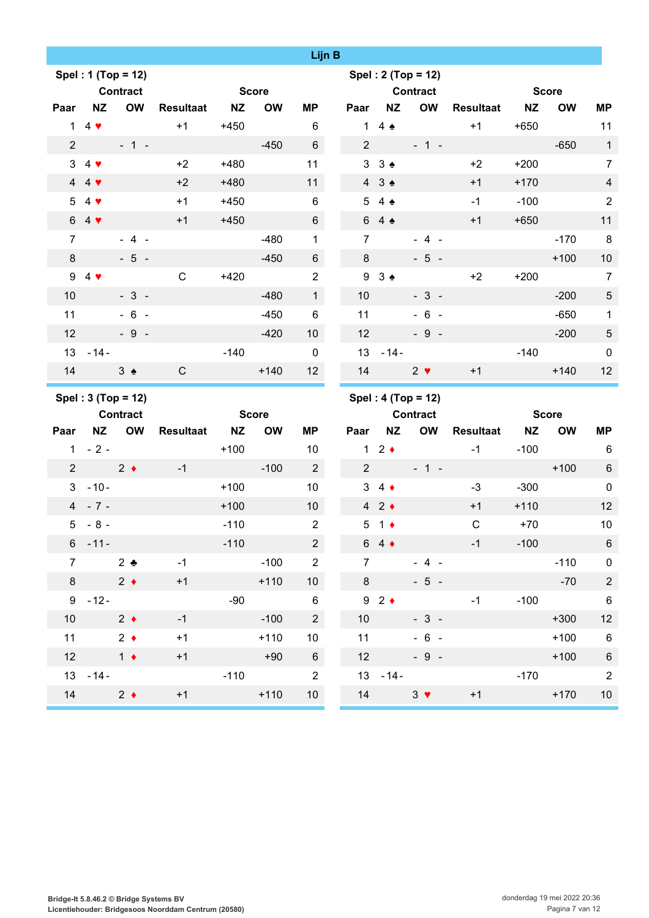## Lijn B

### Spel : 1 (Top = 12)

| Paar | Contract NZ | Contract OW | Resultaat | Score NZ | Score OW | MP |
|---|---|---|---|---|---|---|
| 1 | 4 ♥ | | +1 | +450 | | 6 |
| 2 | | - 1 - | | | -450 | 6 |
| 3 | 4 ♥ | | +2 | +480 | | 11 |
| 4 | 4 ♥ | | +2 | +480 | | 11 |
| 5 | 4 ♥ | | +1 | +450 | | 6 |
| 6 | 4 ♥ | | +1 | +450 | | 6 |
| 7 | | - 4 - | | | -480 | 1 |
| 8 | | - 5 - | | | -450 | 6 |
| 9 | 4 ♥ | | C | +420 | | 2 |
| 10 | | - 3 - | | | -480 | 1 |
| 11 | | - 6 - | | | -450 | 6 |
| 12 | | - 9 - | | | -420 | 10 |
| 13 | -14- | | | -140 | | 0 |
| 14 | | 3 ♠ | C | | +140 | 12 |

### Spel : 2 (Top = 12)

| Paar | Contract NZ | Contract OW | Resultaat | Score NZ | Score OW | MP |
|---|---|---|---|---|---|---|
| 1 | 4 ♠ | | +1 | +650 | | 11 |
| 2 | | - 1 - | | | -650 | 1 |
| 3 | 3 ♠ | | +2 | +200 | | 7 |
| 4 | 3 ♠ | | +1 | +170 | | 4 |
| 5 | 4 ♠ | | -1 | -100 | | 2 |
| 6 | 4 ♠ | | +1 | +650 | | 11 |
| 7 | | - 4 - | | | -170 | 8 |
| 8 | | - 5 - | | | +100 | 10 |
| 9 | 3 ♠ | | +2 | +200 | | 7 |
| 10 | | - 3 - | | | -200 | 5 |
| 11 | | - 6 - | | | -650 | 1 |
| 12 | | - 9 - | | | -200 | 5 |
| 13 | -14- | | | -140 | | 0 |
| 14 | | 2 ♥ | +1 | | +140 | 12 |

### Spel : 3 (Top = 12)

| Paar | Contract NZ | Contract OW | Resultaat | Score NZ | Score OW | MP |
|---|---|---|---|---|---|---|
| 1 | - 2 - | | | +100 | | 10 |
| 2 | | 2 ♦ | -1 | | -100 | 2 |
| 3 | -10- | | | +100 | | 10 |
| 4 | - 7 - | | | +100 | | 10 |
| 5 | - 8 - | | | -110 | | 2 |
| 6 | -11- | | | -110 | | 2 |
| 7 | | 2 ♣ | -1 | | -100 | 2 |
| 8 | | 2 ♦ | +1 | | +110 | 10 |
| 9 | -12- | | | -90 | | 6 |
| 10 | | 2 ♦ | -1 | | -100 | 2 |
| 11 | | 2 ♦ | +1 | | +110 | 10 |
| 12 | | 1 ♦ | +1 | | +90 | 6 |
| 13 | -14- | | | -110 | | 2 |
| 14 | | 2 ♦ | +1 | | +110 | 10 |

### Spel : 4 (Top = 12)

| Paar | Contract NZ | Contract OW | Resultaat | Score NZ | Score OW | MP |
|---|---|---|---|---|---|---|
| 1 | 2 ♦ | | -1 | -100 | | 6 |
| 2 | | - 1 - | | | +100 | 6 |
| 3 | 4 ♦ | | -3 | -300 | | 0 |
| 4 | 2 ♦ | | +1 | +110 | | 12 |
| 5 | 1 ♦ | | C | +70 | | 10 |
| 6 | 4 ♦ | | -1 | -100 | | 6 |
| 7 | | - 4 - | | | -110 | 0 |
| 8 | | - 5 - | | | -70 | 2 |
| 9 | 2 ♦ | | -1 | -100 | | 6 |
| 10 | | - 3 - | | | +300 | 12 |
| 11 | | - 6 - | | | +100 | 6 |
| 12 | | - 9 - | | | +100 | 6 |
| 13 | -14- | | | -170 | | 2 |
| 14 | | 3 ♥ | +1 | | +170 | 10 |

Bridge-It 5.8.46.2 © Bridge Systems BV
Licentiehouder: Bridgesoos Noorddam Centrum (20580)

donderdag 19 mei 2022 20:36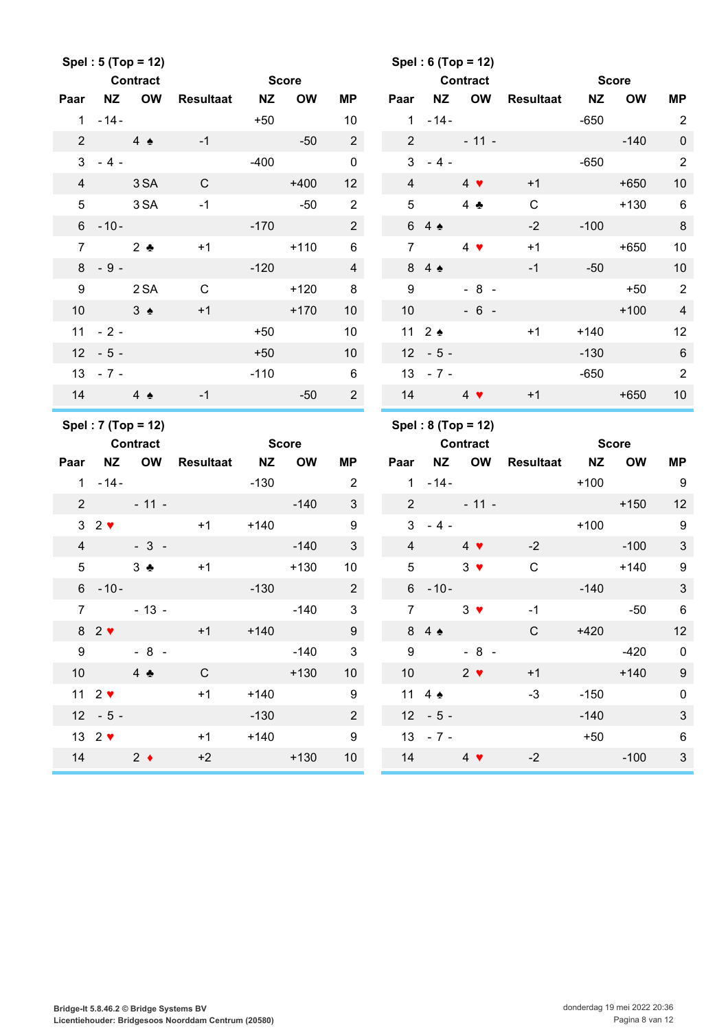## Spel : 5 (Top = 12)

| Paar | Contract NZ | Contract OW | Resultaat | Score NZ | Score OW | MP |
|---|---|---|---|---|---|---|
| 1 | - 14 - | | | +50 | | 10 |
| 2 | | 4 ♠ | -1 | | -50 | 2 |
| 3 | - 4 - | | | -400 | | 0 |
| 4 | | 3 SA | C | | +400 | 12 |
| 5 | | 3 SA | -1 | | -50 | 2 |
| 6 | - 10 - | | | -170 | | 2 |
| 7 | | 2 ♣ | +1 | | +110 | 6 |
| 8 | - 9 - | | | -120 | | 4 |
| 9 | | 2 SA | C | | +120 | 8 |
| 10 | | 3 ♠ | +1 | | +170 | 10 |
| 11 | - 2 - | | | +50 | | 10 |
| 12 | - 5 - | | | +50 | | 10 |
| 13 | - 7 - | | | -110 | | 6 |
| 14 | | 4 ♠ | -1 | | -50 | 2 |

## Spel : 6 (Top = 12)

| Paar | Contract NZ | Contract OW | Resultaat | Score NZ | Score OW | MP |
|---|---|---|---|---|---|---|
| 1 | - 14 - | | | -650 | | 2 |
| 2 | | - 11 - | | | -140 | 0 |
| 3 | - 4 - | | | -650 | | 2 |
| 4 | | 4 ♥ | +1 | | +650 | 10 |
| 5 | | 4 ♣ | C | | +130 | 6 |
| 6 | 4 ♠ | | -2 | -100 | | 8 |
| 7 | | 4 ♥ | +1 | | +650 | 10 |
| 8 | 4 ♠ | | -1 | -50 | | 10 |
| 9 | | - 8 - | | | +50 | 2 |
| 10 | | - 6 - | | | +100 | 4 |
| 11 | 2 ♠ | | +1 | +140 | | 12 |
| 12 | - 5 - | | | -130 | | 6 |
| 13 | - 7 - | | | -650 | | 2 |
| 14 | | 4 ♥ | +1 | | +650 | 10 |

## Spel : 7 (Top = 12)

| Paar | Contract NZ | Contract OW | Resultaat | Score NZ | Score OW | MP |
|---|---|---|---|---|---|---|
| 1 | - 14 - | | | -130 | | 2 |
| 2 | | - 11 - | | | -140 | 3 |
| 3 | 2 ♥ | | +1 | +140 | | 9 |
| 4 | | - 3 - | | | -140 | 3 |
| 5 | | 3 ♣ | +1 | | +130 | 10 |
| 6 | - 10 - | | | -130 | | 2 |
| 7 | | - 13 - | | | -140 | 3 |
| 8 | 2 ♥ | | +1 | +140 | | 9 |
| 9 | | - 8 - | | | -140 | 3 |
| 10 | | 4 ♣ | C | | +130 | 10 |
| 11 | 2 ♥ | | +1 | +140 | | 9 |
| 12 | - 5 - | | | -130 | | 2 |
| 13 | 2 ♥ | | +1 | +140 | | 9 |
| 14 | | 2 ♦ | +2 | | +130 | 10 |

## Spel : 8 (Top = 12)

| Paar | Contract NZ | Contract OW | Resultaat | Score NZ | Score OW | MP |
|---|---|---|---|---|---|---|
| 1 | - 14 - | | | +100 | | 9 |
| 2 | | - 11 - | | | +150 | 12 |
| 3 | - 4 - | | | +100 | | 9 |
| 4 | | 4 ♥ | -2 | | -100 | 3 |
| 5 | | 3 ♥ | C | | +140 | 9 |
| 6 | - 10 - | | | -140 | | 3 |
| 7 | | 3 ♥ | -1 | | -50 | 6 |
| 8 | 4 ♠ | | C | +420 | | 12 |
| 9 | | - 8 - | | | -420 | 0 |
| 10 | | 2 ♥ | +1 | | +140 | 9 |
| 11 | 4 ♠ | | -3 | -150 | | 0 |
| 12 | - 5 - | | | -140 | | 3 |
| 13 | - 7 - | | | +50 | | 6 |
| 14 | | 4 ♥ | -2 | | -100 | 3 |

Bridge-It 5.8.46.2 © Bridge Systems BV
Licentiehouder: Bridgesoos Noorddam Centrum (20580)

donderdag 19 mei 2022 20:36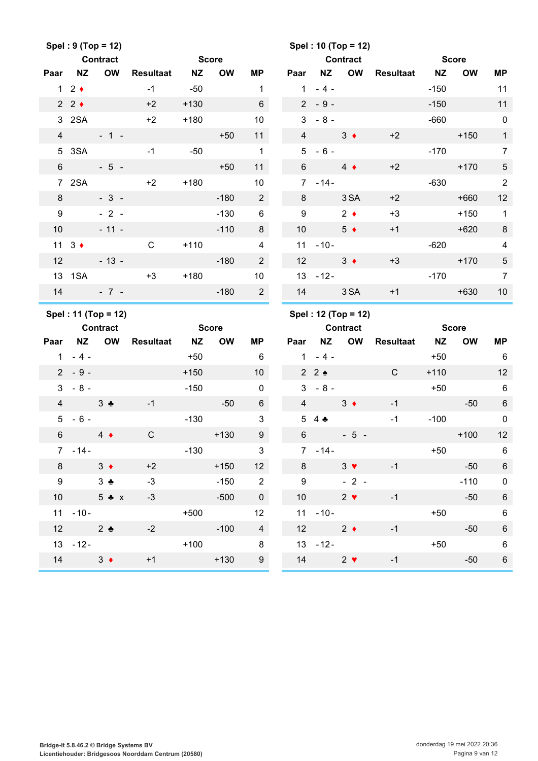**Spel : 9 (Top = 12)**

| Paar | Contract NZ | Contract OW | Resultaat | Score NZ | Score OW | MP |
|---|---|---|---|---|---|---|
| 1 | 2 ♦ | | -1 | -50 | | 1 |
| 2 | 2 ♦ | | +2 | +130 | | 6 |
| 3 | 2SA | | +2 | +180 | | 10 |
| 4 | | - 1 - | | | +50 | 11 |
| 5 | 3SA | | -1 | -50 | | 1 |
| 6 | | - 5 - | | | +50 | 11 |
| 7 | 2SA | | +2 | +180 | | 10 |
| 8 | | - 3 - | | | -180 | 2 |
| 9 | | - 2 - | | | -130 | 6 |
| 10 | | - 11 - | | | -110 | 8 |
| 11 | 3 ♦ | | C | +110 | | 4 |
| 12 | | - 13 - | | | -180 | 2 |
| 13 | 1SA | | +3 | +180 | | 10 |
| 14 | | - 7 - | | | -180 | 2 |

**Spel : 10 (Top = 12)**

| Paar | Contract NZ | Contract OW | Resultaat | Score NZ | Score OW | MP |
|---|---|---|---|---|---|---|
| 1 | - 4 - | | | -150 | | 11 |
| 2 | - 9 - | | | -150 | | 11 |
| 3 | - 8 - | | | -660 | | 0 |
| 4 | | 3 ♦ | +2 | | +150 | 1 |
| 5 | - 6 - | | | -170 | | 7 |
| 6 | | 4 ♦ | +2 | | +170 | 5 |
| 7 | - 14 - | | | -630 | | 2 |
| 8 | | 3 SA | +2 | | +660 | 12 |
| 9 | | 2 ♦ | +3 | | +150 | 1 |
| 10 | | 5 ♦ | +1 | | +620 | 8 |
| 11 | - 10 - | | | -620 | | 4 |
| 12 | | 3 ♦ | +3 | | +170 | 5 |
| 13 | - 12 - | | | -170 | | 7 |
| 14 | | 3 SA | +1 | | +630 | 10 |

**Spel : 11 (Top = 12)**

| Paar | Contract NZ | Contract OW | Resultaat | Score NZ | Score OW | MP |
|---|---|---|---|---|---|---|
| 1 | - 4 - | | | +50 | | 6 |
| 2 | - 9 - | | | +150 | | 10 |
| 3 | - 8 - | | | -150 | | 0 |
| 4 | | 3 ♣ | -1 | | -50 | 6 |
| 5 | - 6 - | | | -130 | | 3 |
| 6 | | 4 ♦ | C | | +130 | 9 |
| 7 | - 14 - | | | -130 | | 3 |
| 8 | | 3 ♦ | +2 | | +150 | 12 |
| 9 | | 3 ♣ | -3 | | -150 | 2 |
| 10 | | 5 ♣ x | -3 | | -500 | 0 |
| 11 | - 10 - | | | +500 | | 12 |
| 12 | | 2 ♣ | -2 | | -100 | 4 |
| 13 | - 12 - | | | +100 | | 8 |
| 14 | | 3 ♦ | +1 | | +130 | 9 |

**Spel : 12 (Top = 12)**

| Paar | Contract NZ | Contract OW | Resultaat | Score NZ | Score OW | MP |
|---|---|---|---|---|---|---|
| 1 | - 4 - | | | +50 | | 6 |
| 2 | 2 ♠ | | C | +110 | | 12 |
| 3 | - 8 - | | | +50 | | 6 |
| 4 | | 3 ♦ | -1 | | -50 | 6 |
| 5 | 4 ♣ | | -1 | -100 | | 0 |
| 6 | | - 5 - | | | +100 | 12 |
| 7 | - 14 - | | | +50 | | 6 |
| 8 | | 3 ♥ | -1 | | -50 | 6 |
| 9 | | - 2 - | | | -110 | 0 |
| 10 | | 2 ♥ | -1 | | -50 | 6 |
| 11 | - 10 - | | | +50 | | 6 |
| 12 | | 2 ♦ | -1 | | -50 | 6 |
| 13 | - 12 - | | | +50 | | 6 |
| 14 | | 2 ♥ | -1 | | -50 | 6 |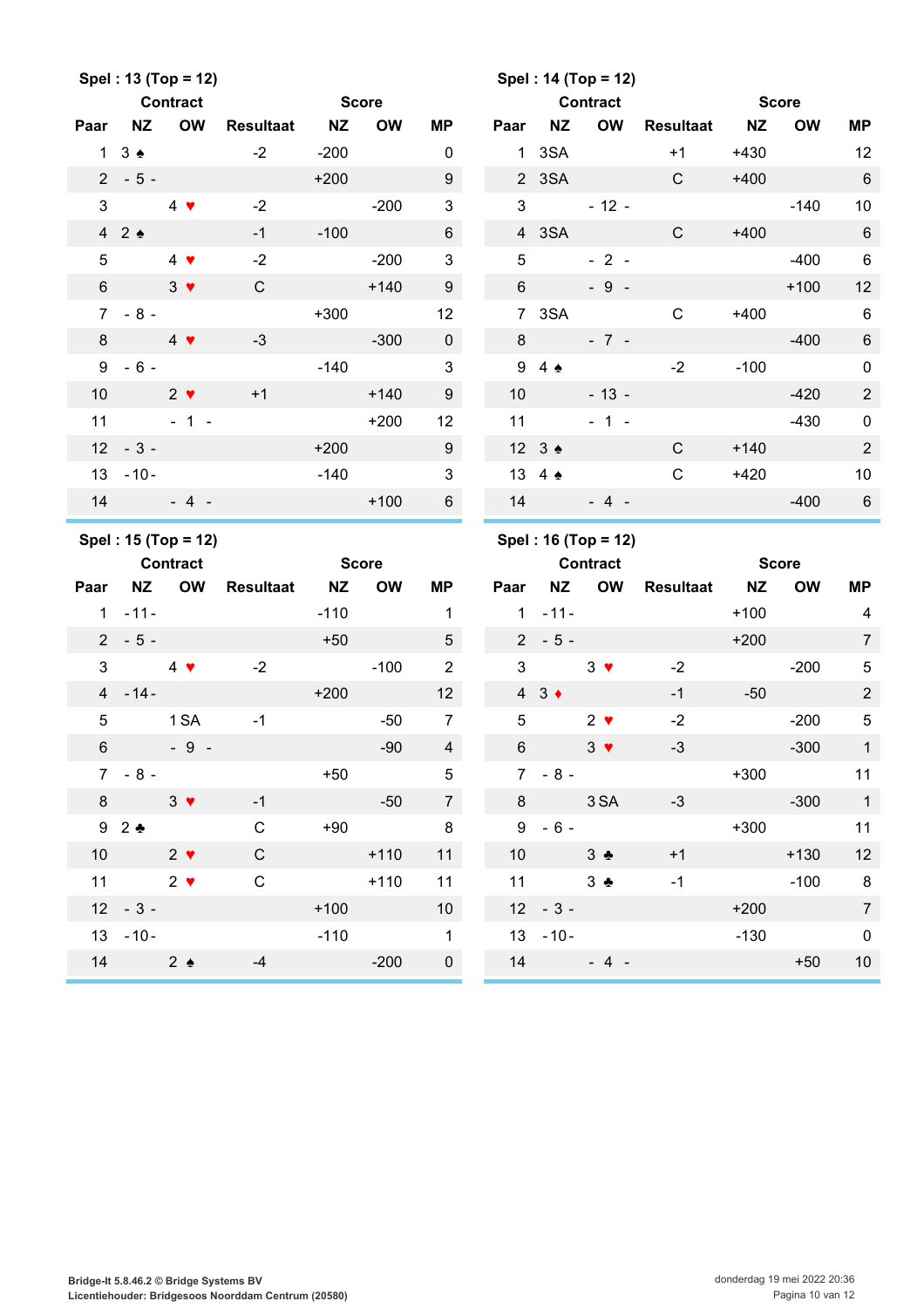**Spel : 13 (Top = 12)**

| Paar | Contract NZ | Contract OW | Resultaat | Score NZ | Score OW | MP |
|---|---|---|---|---|---|---|
| 1 | 3 ♠ | | -2 | -200 | | 0 |
| 2 | - 5 - | | | +200 | | 9 |
| 3 | | 4 ♥ | -2 | | -200 | 3 |
| 4 | 2 ♠ | | -1 | -100 | | 6 |
| 5 | | 4 ♥ | -2 | | -200 | 3 |
| 6 | | 3 ♥ | C | | +140 | 9 |
| 7 | - 8 - | | | +300 | | 12 |
| 8 | | 4 ♥ | -3 | | -300 | 0 |
| 9 | - 6 - | | | -140 | | 3 |
| 10 | | 2 ♥ | +1 | | +140 | 9 |
| 11 | | - 1 - | | | +200 | 12 |
| 12 | - 3 - | | | +200 | | 9 |
| 13 | - 10 - | | | -140 | | 3 |
| 14 | | - 4 - | | | +100 | 6 |

**Spel : 14 (Top = 12)**

| Paar | Contract NZ | Contract OW | Resultaat | Score NZ | Score OW | MP |
|---|---|---|---|---|---|---|
| 1 | 3SA | | +1 | +430 | | 12 |
| 2 | 3SA | | C | +400 | | 6 |
| 3 | | - 12 - | | | -140 | 10 |
| 4 | 3SA | | C | +400 | | 6 |
| 5 | | - 2 - | | | -400 | 6 |
| 6 | | - 9 - | | | +100 | 12 |
| 7 | 3SA | | C | +400 | | 6 |
| 8 | | - 7 - | | | -400 | 6 |
| 9 | 4 ♠ | | -2 | -100 | | 0 |
| 10 | | - 13 - | | | -420 | 2 |
| 11 | | - 1 - | | | -430 | 0 |
| 12 | 3 ♠ | | C | +140 | | 2 |
| 13 | 4 ♠ | | C | +420 | | 10 |
| 14 | | - 4 - | | | -400 | 6 |

**Spel : 15 (Top = 12)**

| Paar | Contract NZ | Contract OW | Resultaat | Score NZ | Score OW | MP |
|---|---|---|---|---|---|---|
| 1 | - 11 - | | | -110 | | 1 |
| 2 | - 5 - | | | +50 | | 5 |
| 3 | | 4 ♥ | -2 | | -100 | 2 |
| 4 | - 14 - | | | +200 | | 12 |
| 5 | | 1 SA | -1 | | -50 | 7 |
| 6 | | - 9 - | | | -90 | 4 |
| 7 | - 8 - | | | +50 | | 5 |
| 8 | | 3 ♥ | -1 | | -50 | 7 |
| 9 | 2 ♣ | | C | +90 | | 8 |
| 10 | | 2 ♥ | C | | +110 | 11 |
| 11 | | 2 ♥ | C | | +110 | 11 |
| 12 | - 3 - | | | +100 | | 10 |
| 13 | - 10 - | | | -110 | | 1 |
| 14 | | 2 ♠ | -4 | | -200 | 0 |

**Spel : 16 (Top = 12)**

| Paar | Contract NZ | Contract OW | Resultaat | Score NZ | Score OW | MP |
|---|---|---|---|---|---|---|
| 1 | - 11 - | | | +100 | | 4 |
| 2 | - 5 - | | | +200 | | 7 |
| 3 | | 3 ♥ | -2 | | -200 | 5 |
| 4 | 3 ♦ | | -1 | -50 | | 2 |
| 5 | | 2 ♥ | -2 | | -200 | 5 |
| 6 | | 3 ♥ | -3 | | -300 | 1 |
| 7 | - 8 - | | | +300 | | 11 |
| 8 | | 3 SA | -3 | | -300 | 1 |
| 9 | - 6 - | | | +300 | | 11 |
| 10 | | 3 ♣ | +1 | | +130 | 12 |
| 11 | | 3 ♣ | -1 | | -100 | 8 |
| 12 | - 3 - | | | +200 | | 7 |
| 13 | - 10 - | | | -130 | | 0 |
| 14 | | - 4 - | | | +50 | 10 |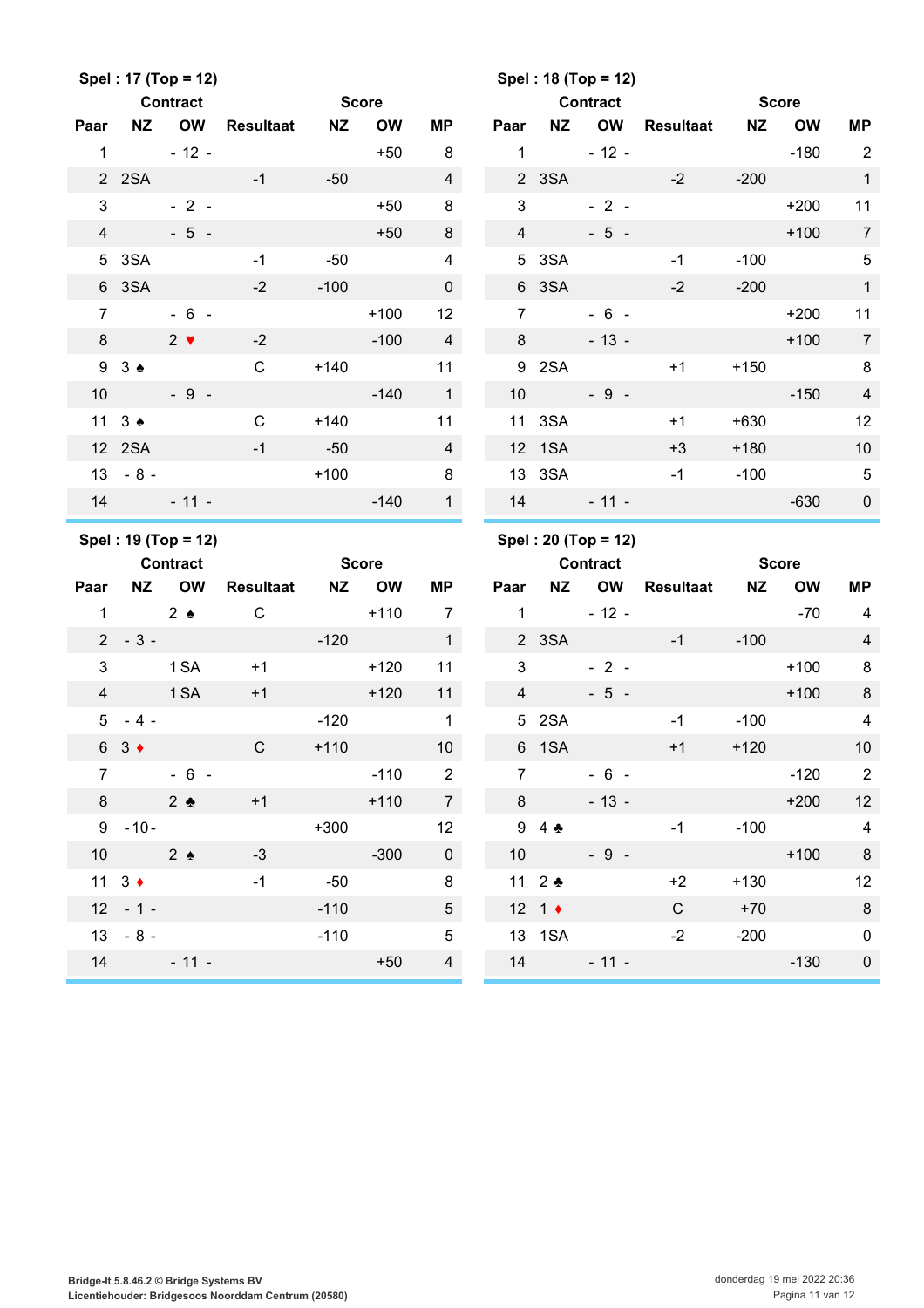## Spel : 17 (Top = 12)

| Paar | Contract NZ | Contract OW | Resultaat | Score NZ | Score OW | MP |
|---|---|---|---|---|---|---|
| 1 | | - 12 - | | | +50 | 8 |
| 2 | 2SA | | -1 | -50 | | 4 |
| 3 | | - 2 - | | | +50 | 8 |
| 4 | | - 5 - | | | +50 | 8 |
| 5 | 3SA | | -1 | -50 | | 4 |
| 6 | 3SA | | -2 | -100 | | 0 |
| 7 | | - 6 - | | | +100 | 12 |
| 8 | | 2 ♥ | -2 | | -100 | 4 |
| 9 | 3 ♠ | | C | +140 | | 11 |
| 10 | | - 9 - | | | -140 | 1 |
| 11 | 3 ♠ | | C | +140 | | 11 |
| 12 | 2SA | | -1 | -50 | | 4 |
| 13 | - 8 - | | | +100 | | 8 |
| 14 | | - 11 - | | | -140 | 1 |

## Spel : 18 (Top = 12)

| Paar | Contract NZ | Contract OW | Resultaat | Score NZ | Score OW | MP |
|---|---|---|---|---|---|---|
| 1 | | - 12 - | | | -180 | 2 |
| 2 | 3SA | | -2 | -200 | | 1 |
| 3 | | - 2 - | | | +200 | 11 |
| 4 | | - 5 - | | | +100 | 7 |
| 5 | 3SA | | -1 | -100 | | 5 |
| 6 | 3SA | | -2 | -200 | | 1 |
| 7 | | - 6 - | | | +200 | 11 |
| 8 | | - 13 - | | | +100 | 7 |
| 9 | 2SA | | +1 | +150 | | 8 |
| 10 | | - 9 - | | | -150 | 4 |
| 11 | 3SA | | +1 | +630 | | 12 |
| 12 | 1SA | | +3 | +180 | | 10 |
| 13 | 3SA | | -1 | -100 | | 5 |
| 14 | | - 11 - | | | -630 | 0 |

## Spel : 19 (Top = 12)

| Paar | Contract NZ | Contract OW | Resultaat | Score NZ | Score OW | MP |
|---|---|---|---|---|---|---|
| 1 | | 2 ♠ | C | | +110 | 7 |
| 2 | - 3 - | | | -120 | | 1 |
| 3 | | 1 SA | +1 | | +120 | 11 |
| 4 | | 1 SA | +1 | | +120 | 11 |
| 5 | - 4 - | | | -120 | | 1 |
| 6 | 3 ♦ | | C | +110 | | 10 |
| 7 | | - 6 - | | | -110 | 2 |
| 8 | | 2 ♣ | +1 | | +110 | 7 |
| 9 | - 10 - | | | +300 | | 12 |
| 10 | | 2 ♠ | -3 | | -300 | 0 |
| 11 | 3 ♦ | | -1 | -50 | | 8 |
| 12 | - 1 - | | | -110 | | 5 |
| 13 | - 8 - | | | -110 | | 5 |
| 14 | | - 11 - | | | +50 | 4 |

## Spel : 20 (Top = 12)

| Paar | Contract NZ | Contract OW | Resultaat | Score NZ | Score OW | MP |
|---|---|---|---|---|---|---|
| 1 | | - 12 - | | | -70 | 4 |
| 2 | 3SA | | -1 | -100 | | 4 |
| 3 | | - 2 - | | | +100 | 8 |
| 4 | | - 5 - | | | +100 | 8 |
| 5 | 2SA | | -1 | -100 | | 4 |
| 6 | 1SA | | +1 | +120 | | 10 |
| 7 | | - 6 - | | | -120 | 2 |
| 8 | | - 13 - | | | +200 | 12 |
| 9 | 4 ♣ | | -1 | -100 | | 4 |
| 10 | | - 9 - | | | +100 | 8 |
| 11 | 2 ♣ | | +2 | +130 | | 12 |
| 12 | 1 ♦ | | C | +70 | | 8 |
| 13 | 1SA | | -2 | -200 | | 0 |
| 14 | | - 11 - | | | -130 | 0 |

Bridge-It 5.8.46.2 © Bridge Systems BV
Licentiehouder: Bridgesoos Noorddam Centrum (20580)

donderdag 19 mei 2022 20:36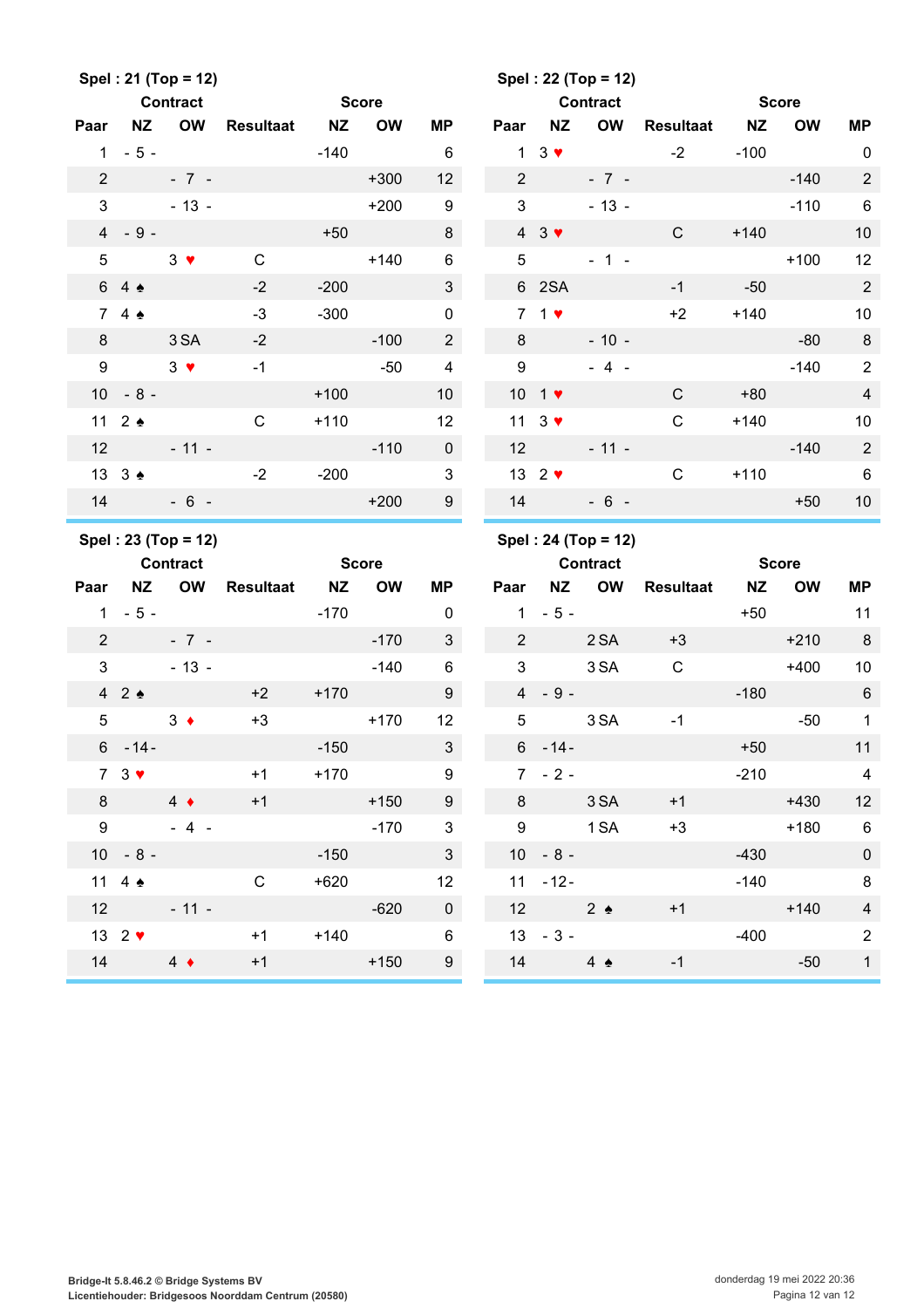**Spel : 21 (Top = 12)**

| Paar | Contract NZ | Contract OW | Resultaat | Score NZ | Score OW | MP |
|---|---|---|---|---|---|---|
| 1 | - 5 - | | | -140 | | 6 |
| 2 | | - 7 - | | | +300 | 12 |
| 3 | | - 13 - | | | +200 | 9 |
| 4 | - 9 - | | | +50 | | 8 |
| 5 | | 3 ♥ | C | | +140 | 6 |
| 6 | 4 ♠ | | -2 | -200 | | 3 |
| 7 | 4 ♠ | | -3 | -300 | | 0 |
| 8 | | 3 SA | -2 | | -100 | 2 |
| 9 | | 3 ♥ | -1 | | -50 | 4 |
| 10 | - 8 - | | | +100 | | 10 |
| 11 | 2 ♠ | | C | +110 | | 12 |
| 12 | | - 11 - | | | -110 | 0 |
| 13 | 3 ♠ | | -2 | -200 | | 3 |
| 14 | | - 6 - | | | +200 | 9 |

**Spel : 22 (Top = 12)**

| Paar | Contract NZ | Contract OW | Resultaat | Score NZ | Score OW | MP |
|---|---|---|---|---|---|---|
| 1 | 3 ♥ | | -2 | -100 | | 0 |
| 2 | | - 7 - | | | -140 | 2 |
| 3 | | - 13 - | | | -110 | 6 |
| 4 | 3 ♥ | | C | +140 | | 10 |
| 5 | | - 1 - | | | +100 | 12 |
| 6 | 2SA | | -1 | -50 | | 2 |
| 7 | 1 ♥ | | +2 | +140 | | 10 |
| 8 | | - 10 - | | | -80 | 8 |
| 9 | | - 4 - | | | -140 | 2 |
| 10 | 1 ♥ | | C | +80 | | 4 |
| 11 | 3 ♥ | | C | +140 | | 10 |
| 12 | | - 11 - | | | -140 | 2 |
| 13 | 2 ♥ | | C | +110 | | 6 |
| 14 | | - 6 - | | | +50 | 10 |

**Spel : 23 (Top = 12)**

| Paar | Contract NZ | Contract OW | Resultaat | Score NZ | Score OW | MP |
|---|---|---|---|---|---|---|
| 1 | - 5 - | | | -170 | | 0 |
| 2 | | - 7 - | | | -170 | 3 |
| 3 | | - 13 - | | | -140 | 6 |
| 4 | 2 ♠ | | +2 | +170 | | 9 |
| 5 | | 3 ♦ | +3 | | +170 | 12 |
| 6 | - 14 - | | | -150 | | 3 |
| 7 | 3 ♥ | | +1 | +170 | | 9 |
| 8 | | 4 ♦ | +1 | | +150 | 9 |
| 9 | | - 4 - | | | -170 | 3 |
| 10 | - 8 - | | | -150 | | 3 |
| 11 | 4 ♠ | | C | +620 | | 12 |
| 12 | | - 11 - | | | -620 | 0 |
| 13 | 2 ♥ | | +1 | +140 | | 6 |
| 14 | | 4 ♦ | +1 | | +150 | 9 |

**Spel : 24 (Top = 12)**

| Paar | Contract NZ | Contract OW | Resultaat | Score NZ | Score OW | MP |
|---|---|---|---|---|---|---|
| 1 | - 5 - | | | +50 | | 11 |
| 2 | | 2 SA | +3 | | +210 | 8 |
| 3 | | 3 SA | C | | +400 | 10 |
| 4 | - 9 - | | | -180 | | 6 |
| 5 | | 3 SA | -1 | | -50 | 1 |
| 6 | - 14 - | | | +50 | | 11 |
| 7 | - 2 - | | | -210 | | 4 |
| 8 | | 3 SA | +1 | | +430 | 12 |
| 9 | | 1 SA | +3 | | +180 | 6 |
| 10 | - 8 - | | | -430 | | 0 |
| 11 | - 12 - | | | -140 | | 8 |
| 12 | | 2 ♠ | +1 | | +140 | 4 |
| 13 | - 3 - | | | -400 | | 2 |
| 14 | | 4 ♠ | -1 | | -50 | 1 |

**Bridge-It 5.8.46.2 © Bridge Systems BV**
**Licentiehouder: Bridgesoos Noorddam Centrum (20580)**

donderdag 19 mei 2022 20:36